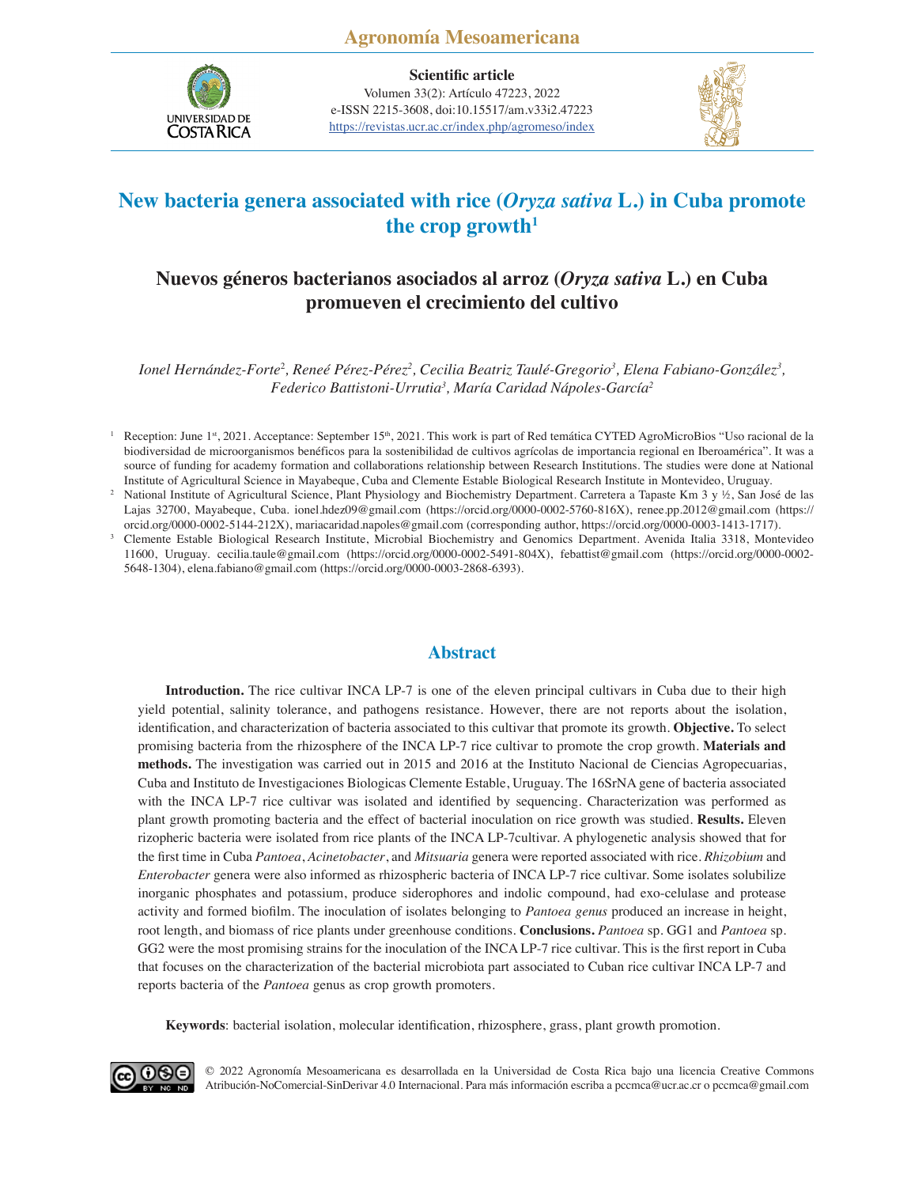# New bacteria genera associated with rice (*Oryza sativa* L.) in Cuba promote the crop growth[1]

## Nuevos géneros bacterianos asociados al arroz (*Oryza sativa* L.) en Cuba promueven el crecimiento del cultivo

*Ionel Hernández-Forte[2], Reneé Pérez-Pérez[2], Cecilia Beatriz Taulé-Gregorio[3], Elena Fabiano-González[3], Federico Battistoni-Urrutia[3], María Caridad Nápoles-García[2]*

[1] Reception: June 1st, 2021. Acceptance: September 15th, 2021. This work is part of Red temática CYTED AgroMicroBios "Uso racional de la biodiversidad de microorganismos benéficos para la sostenibilidad de cultivos agrícolas de importancia regional en Iberoamérica". It was a source of funding for academy formation and collaborations relationship between Research Institutions. The studies were done at National Institute of Agricultural Science in Mayabeque, Cuba and Clemente Estable Biological Research Institute in Montevideo, Uruguay.

[2] National Institute of Agricultural Science, Plant Physiology and Biochemistry Department. Carretera a Tapaste Km 3 y ½, San José de las Lajas 32700, Mayabeque, Cuba. ionel.hdez09@gmail.com (https://orcid.org/0000-0002-5760-816X), renee.pp.2012@gmail.com (https://orcid.org/0000-0002-5144-212X), mariacaridad.napoles@gmail.com (corresponding author, https://orcid.org/0000-0003-1413-1717).

[3] Clemente Estable Biological Research Institute, Microbial Biochemistry and Genomics Department. Avenida Italia 3318, Montevideo 11600, Uruguay. cecilia.taule@gmail.com (https://orcid.org/0000-0002-5491-804X), febattist@gmail.com (https://orcid.org/0000-0002-5648-1304), elena.fabiano@gmail.com (https://orcid.org/0000-0003-2868-6393).

## Abstract

**Introduction.** The rice cultivar INCA LP-7 is one of the eleven principal cultivars in Cuba due to their high yield potential, salinity tolerance, and pathogens resistance. However, there are not reports about the isolation, identification, and characterization of bacteria associated to this cultivar that promote its growth. **Objective.** To select promising bacteria from the rhizosphere of the INCA LP-7 rice cultivar to promote the crop growth. **Materials and methods.** The investigation was carried out in 2015 and 2016 at the Instituto Nacional de Ciencias Agropecuarias, Cuba and Instituto de Investigaciones Biologicas Clemente Estable, Uruguay. The 16SrNA gene of bacteria associated with the INCA LP-7 rice cultivar was isolated and identified by sequencing. Characterization was performed as plant growth promoting bacteria and the effect of bacterial inoculation on rice growth was studied. **Results.** Eleven rizopheric bacteria were isolated from rice plants of the INCA LP-7cultivar. A phylogenetic analysis showed that for the first time in Cuba *Pantoea*, *Acinetobacter*, and *Mitsuaria* genera were reported associated with rice. *Rhizobium* and *Enterobacter* genera were also informed as rhizospheric bacteria of INCA LP-7 rice cultivar. Some isolates solubilize inorganic phosphates and potassium, produce siderophores and indolic compound, had exo-celulase and protease activity and formed biofilm. The inoculation of isolates belonging to *Pantoea genus* produced an increase in height, root length, and biomass of rice plants under greenhouse conditions. **Conclusions.** *Pantoea* sp. GG1 and *Pantoea* sp. GG2 were the most promising strains for the inoculation of the INCA LP-7 rice cultivar. This is the first report in Cuba that focuses on the characterization of the bacterial microbiota part associated to Cuban rice cultivar INCA LP-7 and reports bacteria of the *Pantoea* genus as crop growth promoters.

**Keywords**: bacterial isolation, molecular identification, rhizosphere, grass, plant growth promotion.

© 2022 Agronomía Mesoamericana es desarrollada en la Universidad de Costa Rica bajo una licencia Creative Commons Atribución-NoComercial-SinDerivar 4.0 Internacional. Para más información escriba a pccmca@ucr.ac.cr o pccmca@gmail.com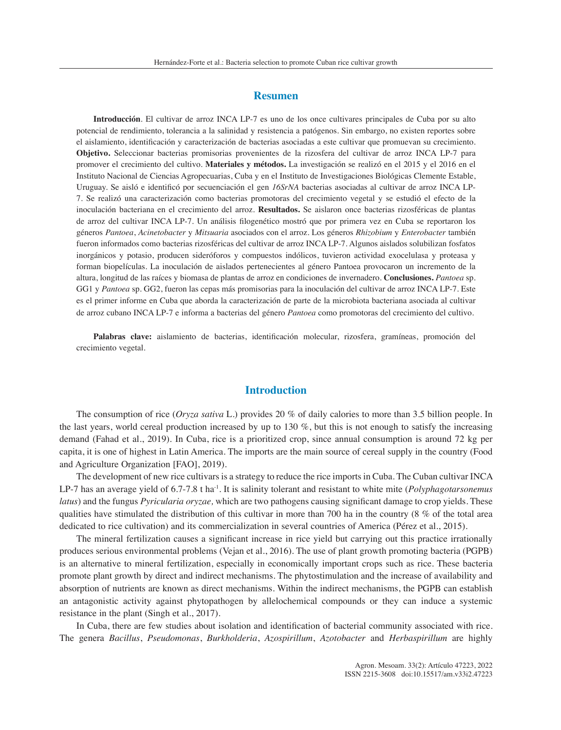## Resumen

**Introducción**. El cultivar de arroz INCA LP-7 es uno de los once cultivares principales de Cuba por su alto potencial de rendimiento, tolerancia a la salinidad y resistencia a patógenos. Sin embargo, no existen reportes sobre el aislamiento, identificación y caracterización de bacterias asociadas a este cultivar que promuevan su crecimiento. **Objetivo.** Seleccionar bacterias promisorias provenientes de la rizosfera del cultivar de arroz INCA LP-7 para promover el crecimiento del cultivo. **Materiales y métodos.** La investigación se realizó en el 2015 y el 2016 en el Instituto Nacional de Ciencias Agropecuarias, Cuba y en el Instituto de Investigaciones Biológicas Clemente Estable, Uruguay. Se aisló e identificó por secuenciación el gen *16SrNA* bacterias asociadas al cultivar de arroz INCA LP-7. Se realizó una caracterización como bacterias promotoras del crecimiento vegetal y se estudió el efecto de la inoculación bacteriana en el crecimiento del arroz. **Resultados.** Se aislaron once bacterias rizosféricas de plantas de arroz del cultivar INCA LP-7. Un análisis filogenético mostró que por primera vez en Cuba se reportaron los géneros *Pantoea*, *Acinetobacter* y *Mitsuaria* asociados con el arroz. Los géneros *Rhizobium* y *Enterobacter* también fueron informados como bacterias rizosféricas del cultivar de arroz INCA LP-7. Algunos aislados solubilizan fosfatos inorgánicos y potasio, producen sideróforos y compuestos indólicos, tuvieron actividad exocelulasa y proteasa y forman biopelículas. La inoculación de aislados pertenecientes al género Pantoea provocaron un incremento de la altura, longitud de las raíces y biomasa de plantas de arroz en condiciones de invernadero. **Conclusiones.** *Pantoea* sp. GG1 y *Pantoea* sp. GG2, fueron las cepas más promisorias para la inoculación del cultivar de arroz INCA LP-7. Este es el primer informe en Cuba que aborda la caracterización de parte de la microbiota bacteriana asociada al cultivar de arroz cubano INCA LP-7 e informa a bacterias del género *Pantoea* como promotoras del crecimiento del cultivo.

**Palabras clave:** aislamiento de bacterias, identificación molecular, rizosfera, gramíneas, promoción del crecimiento vegetal.

## Introduction

The consumption of rice (*Oryza sativa* L.) provides 20 % of daily calories to more than 3.5 billion people. In the last years, world cereal production increased by up to 130 %, but this is not enough to satisfy the increasing demand (Fahad et al., 2019). In Cuba, rice is a prioritized crop, since annual consumption is around 72 kg per capita, it is one of highest in Latin America. The imports are the main source of cereal supply in the country (Food and Agriculture Organization [FAO], 2019).

The development of new rice cultivars is a strategy to reduce the rice imports in Cuba. The Cuban cultivar INCA LP-7 has an average yield of 6.7-7.8 t ha$^{-1}$. It is salinity tolerant and resistant to white mite (*Polyphagotarsonemus latus*) and the fungus *Pyricularia oryzae,* which are two pathogens causing significant damage to crop yields. These qualities have stimulated the distribution of this cultivar in more than 700 ha in the country (8 % of the total area dedicated to rice cultivation) and its commercialization in several countries of America (Pérez et al., 2015).

The mineral fertilization causes a significant increase in rice yield but carrying out this practice irrationally produces serious environmental problems (Vejan et al., 2016). The use of plant growth promoting bacteria (PGPB) is an alternative to mineral fertilization, especially in economically important crops such as rice. These bacteria promote plant growth by direct and indirect mechanisms. The phytostimulation and the increase of availability and absorption of nutrients are known as direct mechanisms. Within the indirect mechanisms, the PGPB can establish an antagonistic activity against phytopathogen by allelochemical compounds or they can induce a systemic resistance in the plant (Singh et al., 2017).

In Cuba, there are few studies about isolation and identification of bacterial community associated with rice. The genera *Bacillus*, *Pseudomonas*, *Burkholderia*, *Azospirillum*, *Azotobacter* and *Herbaspirillum* are highly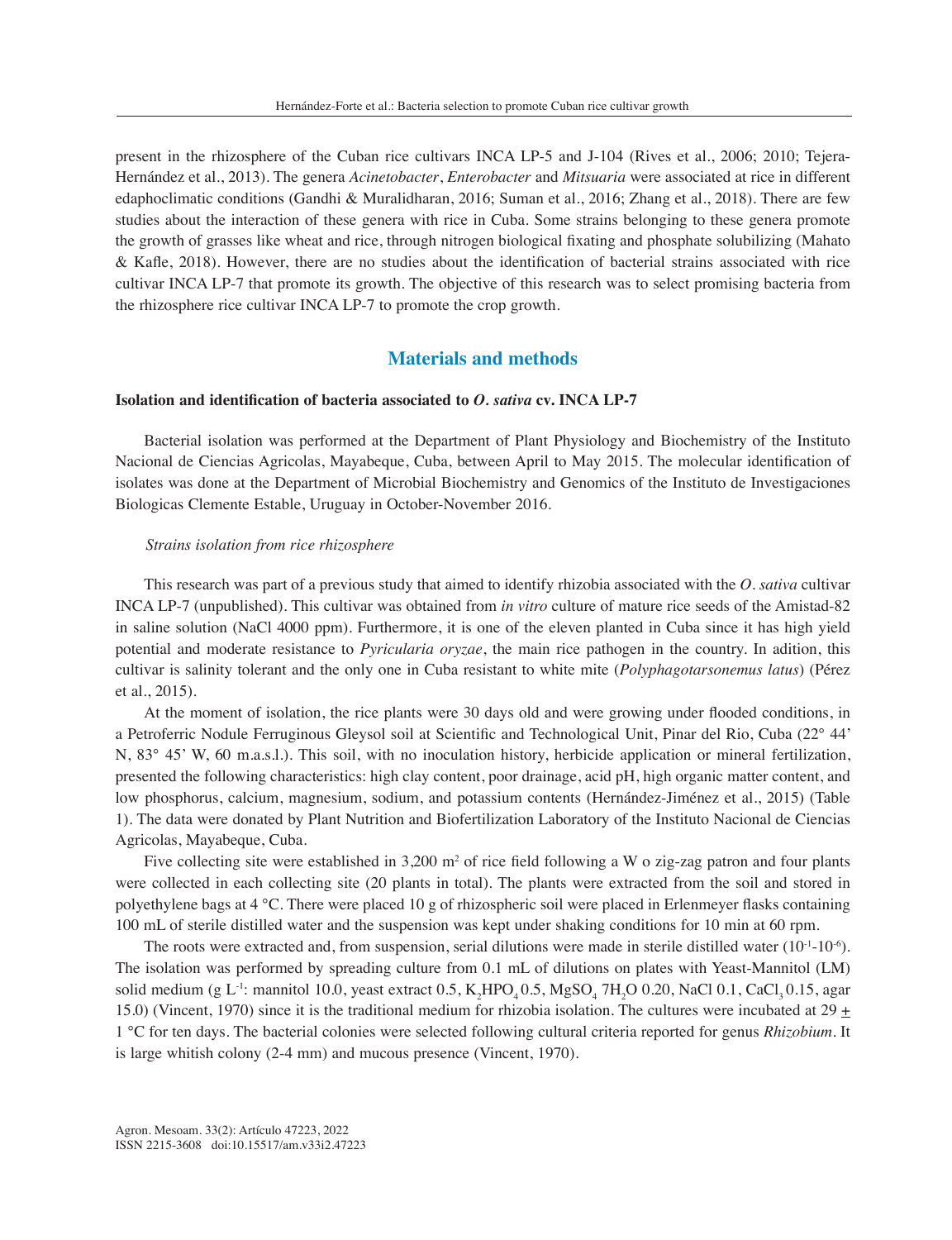present in the rhizosphere of the Cuban rice cultivars INCA LP-5 and J-104 (Rives et al., 2006; 2010; Tejera-Hernández et al., 2013). The genera *Acinetobacter*, *Enterobacter* and *Mitsuaria* were associated at rice in different edaphoclimatic conditions (Gandhi & Muralidharan, 2016; Suman et al., 2016; Zhang et al., 2018). There are few studies about the interaction of these genera with rice in Cuba. Some strains belonging to these genera promote the growth of grasses like wheat and rice, through nitrogen biological fixating and phosphate solubilizing (Mahato & Kafle, 2018). However, there are no studies about the identification of bacterial strains associated with rice cultivar INCA LP-7 that promote its growth. The objective of this research was to select promising bacteria from the rhizosphere rice cultivar INCA LP-7 to promote the crop growth.

## Materials and methods

### Isolation and identification of bacteria associated to *O. sativa* cv. INCA LP-7

Bacterial isolation was performed at the Department of Plant Physiology and Biochemistry of the Instituto Nacional de Ciencias Agricolas, Mayabeque, Cuba, between April to May 2015. The molecular identification of isolates was done at the Department of Microbial Biochemistry and Genomics of the Instituto de Investigaciones Biologicas Clemente Estable, Uruguay in October-November 2016.

#### *Strains isolation from rice rhizosphere*

This research was part of a previous study that aimed to identify rhizobia associated with the *O. sativa* cultivar INCA LP-7 (unpublished). This cultivar was obtained from *in vitro* culture of mature rice seeds of the Amistad-82 in saline solution (NaCl 4000 ppm). Furthermore, it is one of the eleven planted in Cuba since it has high yield potential and moderate resistance to *Pyricularia oryzae*, the main rice pathogen in the country. In adition, this cultivar is salinity tolerant and the only one in Cuba resistant to white mite (*Polyphagotarsonemus latus*) (Pérez et al., 2015).

At the moment of isolation, the rice plants were 30 days old and were growing under flooded conditions, in a Petroferric Nodule Ferruginous Gleysol soil at Scientific and Technological Unit, Pinar del Rio, Cuba (22° 44' N, 83° 45' W, 60 m.a.s.l.). This soil, with no inoculation history, herbicide application or mineral fertilization, presented the following characteristics: high clay content, poor drainage, acid pH, high organic matter content, and low phosphorus, calcium, magnesium, sodium, and potassium contents (Hernández-Jiménez et al., 2015) (Table 1). The data were donated by Plant Nutrition and Biofertilization Laboratory of the Instituto Nacional de Ciencias Agricolas, Mayabeque, Cuba.

Five collecting site were established in 3,200 $m^2$ of rice field following a W o zig-zag patron and four plants were collected in each collecting site (20 plants in total). The plants were extracted from the soil and stored in polyethylene bags at 4 °C. There were placed 10 g of rhizospheric soil were placed in Erlenmeyer flasks containing 100 mL of sterile distilled water and the suspension was kept under shaking conditions for 10 min at 60 rpm.

The roots were extracted and, from suspension, serial dilutions were made in sterile distilled water ($10^{-1}$-$10^{-6}$). The isolation was performed by spreading culture from 0.1 mL of dilutions on plates with Yeast-Mannitol (LM) solid medium (g $L^{-1}$: mannitol 10.0, yeast extract 0.5, $K_2HPO_4$ 0.5, $MgSO_4$ $7H_2O$ 0.20, NaCl 0.1, $CaCl_3$ 0.15, agar 15.0) (Vincent, 1970) since it is the traditional medium for rhizobia isolation. The cultures were incubated at 29 ± 1 °C for ten days. The bacterial colonies were selected following cultural criteria reported for genus *Rhizobium*. It is large whitish colony (2-4 mm) and mucous presence (Vincent, 1970).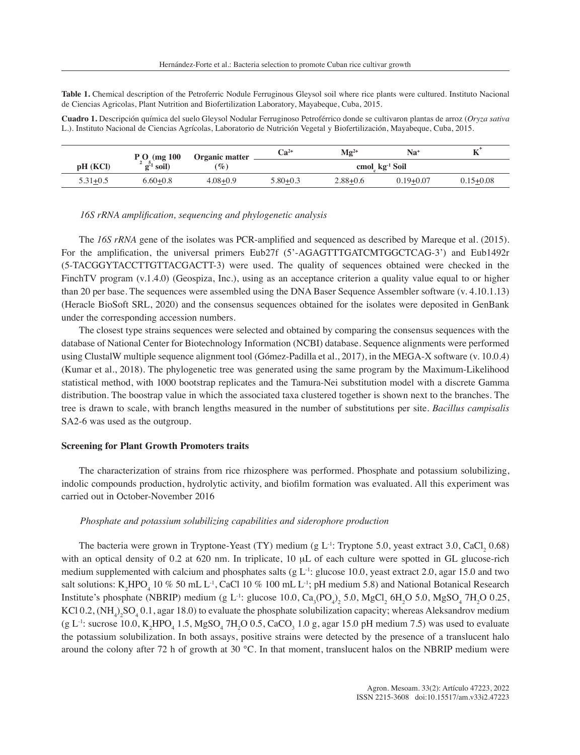**Table 1.** Chemical description of the Petroferric Nodule Ferruginous Gleysol soil where rice plants were cultured. Instituto Nacional de Ciencias Agricolas, Plant Nutrition and Biofertilization Laboratory, Mayabeque, Cuba, 2015.

**Cuadro 1.** Descripción química del suelo Gleysol Nodular Ferruginoso Petroférrico donde se cultivaron plantas de arroz (*Oryza sativa* L.). Instituto Nacional de Ciencias Agrícolas, Laboratorio de Nutrición Vegetal y Biofertilización, Mayabeque, Cuba, 2015.

| pH (KCl) | $P_2O_5$ (mg 100 $g^{-1}$ soil) | Organic matter (%) | $Ca^{2+}$ | $Mg^{2+}$ | $Na^{+}$ | $K^{+}$ |
|---|---|---|---|---|---|---|
| | | | cmol$_c$ kg$^{-1}$ Soil | | | |
| 5.31±0.5 | 6.60±0.8 | 4.08±0.9 | 5.80±0.3 | 2.88±0.6 | 0.19±0.07 | 0.15±0.08 |

### *16S rRNA amplification, sequencing and phylogenetic analysis*

The *16S rRNA* gene of the isolates was PCR-amplified and sequenced as described by Mareque et al. (2015). For the amplification, the universal primers Eub27f (5'-AGAGTTTGATCMTGGCTCAG-3') and Eub1492r (5-TACGGYTACCTTGTTACGACTT-3) were used. The quality of sequences obtained were checked in the FinchTV program (v.1.4.0) (Geospiza, Inc.), using as an acceptance criterion a quality value equal to or higher than 20 per base. The sequences were assembled using the DNA Baser Sequence Assembler software (v. 4.10.1.13) (Heracle BioSoft SRL, 2020) and the consensus sequences obtained for the isolates were deposited in GenBank under the corresponding accession numbers.

The closest type strains sequences were selected and obtained by comparing the consensus sequences with the database of National Center for Biotechnology Information (NCBI) database. Sequence alignments were performed using ClustalW multiple sequence alignment tool (Gómez-Padilla et al., 2017), in the MEGA-X software (v. 10.0.4) (Kumar et al., 2018). The phylogenetic tree was generated using the same program by the Maximum-Likelihood statistical method, with 1000 bootstrap replicates and the Tamura-Nei substitution model with a discrete Gamma distribution. The boostrap value in which the associated taxa clustered together is shown next to the branches. The tree is drawn to scale, with branch lengths measured in the number of substitutions per site. *Bacillus campisalis* SA2-6 was used as the outgroup.

## Screening for Plant Growth Promoters traits

The characterization of strains from rice rhizosphere was performed. Phosphate and potassium solubilizing, indolic compounds production, hydrolytic activity, and biofilm formation was evaluated. All this experiment was carried out in October-November 2016

### *Phosphate and potassium solubilizing capabilities and siderophore production*

The bacteria were grown in Tryptone-Yeast (TY) medium (g L$^{-1}$: Tryptone 5.0, yeast extract 3.0, $CaCl_2$ 0.68) with an optical density of 0.2 at 620 nm. In triplicate, 10 μL of each culture were spotted in GL glucose-rich medium supplemented with calcium and phosphates salts (g L$^{-1}$: glucose 10.0, yeast extract 2.0, agar 15.0 and two salt solutions: $K_2HPO_4$ 10 % 50 mL L$^{-1}$, CaCl 10 % 100 mL L$^{-1}$; pH medium 5.8) and National Botanical Research Institute's phosphate (NBRIP) medium (g L$^{-1}$: glucose 10.0, $Ca_3(PO_4)_2$ 5.0, $MgCl_2$ $6H_2O$ 5.0, $MgSO_4$ $7H_2O$ 0.25, KCl 0.2, $(NH_4)_2SO_4$ 0.1, agar 18.0) to evaluate the phosphate solubilization capacity; whereas Aleksandrov medium (g L$^{-1}$: sucrose 10.0, $K_2HPO_4$ 1.5, $MgSO_4$ $7H_2O$ 0.5, $CaCO_3$ 1.0 g, agar 15.0 pH medium 7.5) was used to evaluate the potassium solubilization. In both assays, positive strains were detected by the presence of a translucent halo around the colony after 72 h of growth at 30 °C. In that moment, translucent halos on the NBRIP medium were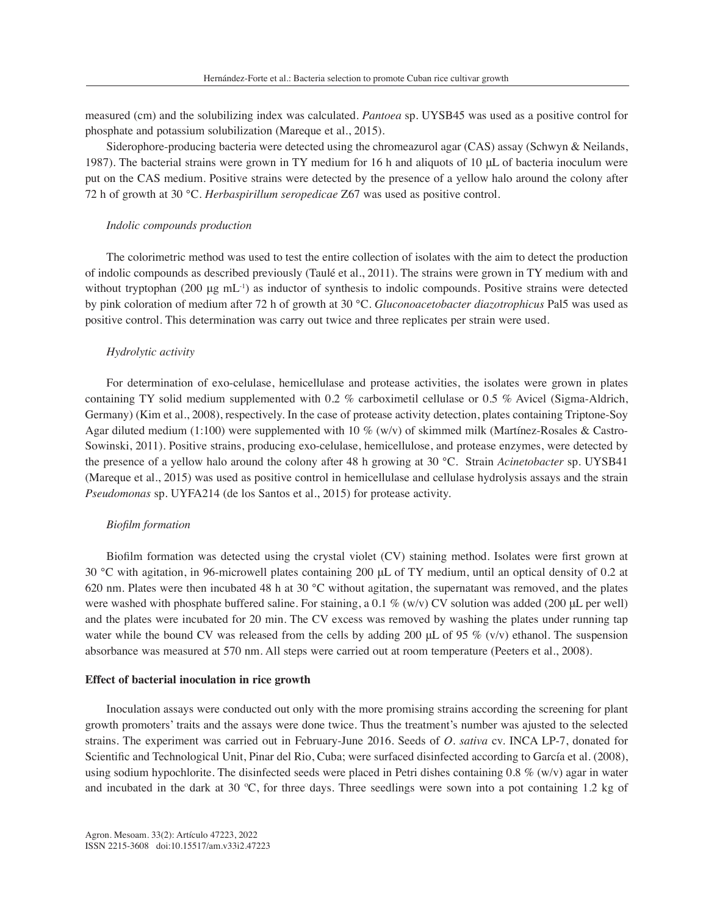measured (cm) and the solubilizing index was calculated. *Pantoea* sp. UYSB45 was used as a positive control for phosphate and potassium solubilization (Mareque et al., 2015).

Siderophore-producing bacteria were detected using the chromeazurol agar (CAS) assay (Schwyn & Neilands, 1987). The bacterial strains were grown in TY medium for 16 h and aliquots of 10 µL of bacteria inoculum were put on the CAS medium. Positive strains were detected by the presence of a yellow halo around the colony after 72 h of growth at 30 °C. *Herbaspirillum seropedicae* Z67 was used as positive control.

### *Indolic compounds production*

The colorimetric method was used to test the entire collection of isolates with the aim to detect the production of indolic compounds as described previously (Taulé et al., 2011). The strains were grown in TY medium with and without tryptophan (200 µg $mL^{-1}$) as inductor of synthesis to indolic compounds. Positive strains were detected by pink coloration of medium after 72 h of growth at 30 °C. *Gluconoacetobacter diazotrophicus* Pal5 was used as positive control. This determination was carry out twice and three replicates per strain were used.

### *Hydrolytic activity*

For determination of exo-celulase, hemicellulase and protease activities, the isolates were grown in plates containing TY solid medium supplemented with 0.2 % carboximetil cellulase or 0.5 % Avicel (Sigma-Aldrich, Germany) (Kim et al., 2008), respectively. In the case of protease activity detection, plates containing Triptone-Soy Agar diluted medium (1:100) were supplemented with 10 % (w/v) of skimmed milk (Martínez-Rosales & Castro-Sowinski, 2011). Positive strains, producing exo-celulase, hemicellulose, and protease enzymes, were detected by the presence of a yellow halo around the colony after 48 h growing at 30 °C. Strain *Acinetobacter* sp. UYSB41 (Mareque et al., 2015) was used as positive control in hemicellulase and cellulase hydrolysis assays and the strain *Pseudomonas* sp. UYFA214 (de los Santos et al., 2015) for protease activity.

### *Biofilm formation*

Biofilm formation was detected using the crystal violet (CV) staining method. Isolates were first grown at 30 °C with agitation, in 96-microwell plates containing 200 µL of TY medium, until an optical density of 0.2 at 620 nm. Plates were then incubated 48 h at 30 °C without agitation, the supernatant was removed, and the plates were washed with phosphate buffered saline. For staining, a 0.1 % (w/v) CV solution was added (200 µL per well) and the plates were incubated for 20 min. The CV excess was removed by washing the plates under running tap water while the bound CV was released from the cells by adding 200 µL of 95 % (v/v) ethanol. The suspension absorbance was measured at 570 nm. All steps were carried out at room temperature (Peeters et al., 2008).

## **Effect of bacterial inoculation in rice growth**

Inoculation assays were conducted out only with the more promising strains according the screening for plant growth promoters' traits and the assays were done twice. Thus the treatment's number was ajusted to the selected strains. The experiment was carried out in February-June 2016. Seeds of *O. sativa* cv. INCA LP-7, donated for Scientific and Technological Unit, Pinar del Rio, Cuba; were surfaced disinfected according to García et al. (2008), using sodium hypochlorite. The disinfected seeds were placed in Petri dishes containing 0.8 % (w/v) agar in water and incubated in the dark at 30 ºC, for three days. Three seedlings were sown into a pot containing 1.2 kg of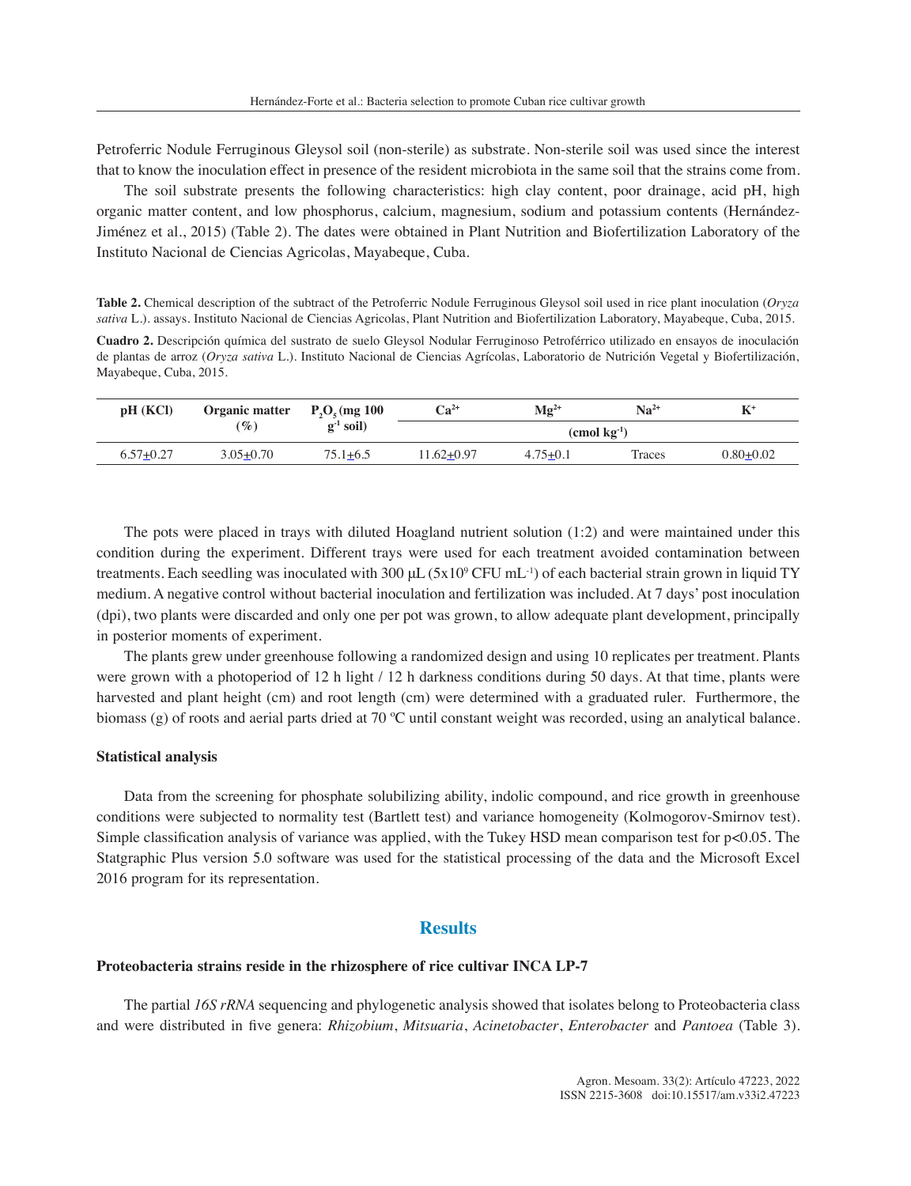Petroferric Nodule Ferruginous Gleysol soil (non-sterile) as substrate. Non-sterile soil was used since the interest that to know the inoculation effect in presence of the resident microbiota in the same soil that the strains come from.

The soil substrate presents the following characteristics: high clay content, poor drainage, acid pH, high organic matter content, and low phosphorus, calcium, magnesium, sodium and potassium contents (Hernández-Jiménez et al., 2015) (Table 2). The dates were obtained in Plant Nutrition and Biofertilization Laboratory of the Instituto Nacional de Ciencias Agricolas, Mayabeque, Cuba.

**Table 2.** Chemical description of the subtract of the Petroferric Nodule Ferruginous Gleysol soil used in rice plant inoculation (*Oryza sativa* L.). assays. Instituto Nacional de Ciencias Agricolas, Plant Nutrition and Biofertilization Laboratory, Mayabeque, Cuba, 2015.

**Cuadro 2.** Descripción química del sustrato de suelo Gleysol Nodular Ferruginoso Petroférrico utilizado en ensayos de inoculación de plantas de arroz (*Oryza sativa* L.). Instituto Nacional de Ciencias Agrícolas, Laboratorio de Nutrición Vegetal y Biofertilización, Mayabeque, Cuba, 2015.

| pH (KCl) | Organic matter (%) | $P_2O_5$ (mg 100 $g^{-1}$ soil) | $Ca^{2+}$ | $Mg^{2+}$ | $Na^{2+}$ | $K^{+}$ |
|---|---|---|---|---|---|---|
| | | | (cmol $kg^{-1}$) | | | |
| 6.57±0.27 | 3.05±0.70 | 75.1±6.5 | 11.62±0.97 | 4.75±0.1 | Traces | 0.80±0.02 |

The pots were placed in trays with diluted Hoagland nutrient solution (1:2) and were maintained under this condition during the experiment. Different trays were used for each treatment avoided contamination between treatments. Each seedling was inoculated with 300 µL ($5x10^9$ CFU $mL^{-1}$) of each bacterial strain grown in liquid TY medium. A negative control without bacterial inoculation and fertilization was included. At 7 days' post inoculation (dpi), two plants were discarded and only one per pot was grown, to allow adequate plant development, principally in posterior moments of experiment.

The plants grew under greenhouse following a randomized design and using 10 replicates per treatment. Plants were grown with a photoperiod of 12 h light / 12 h darkness conditions during 50 days. At that time, plants were harvested and plant height (cm) and root length (cm) were determined with a graduated ruler. Furthermore, the biomass (g) of roots and aerial parts dried at 70 ºC until constant weight was recorded, using an analytical balance.

### Statistical analysis

Data from the screening for phosphate solubilizing ability, indolic compound, and rice growth in greenhouse conditions were subjected to normality test (Bartlett test) and variance homogeneity (Kolmogorov-Smirnov test). Simple classification analysis of variance was applied, with the Tukey HSD mean comparison test for $p<0.05$. The Statgraphic Plus version 5.0 software was used for the statistical processing of the data and the Microsoft Excel 2016 program for its representation.

## Results

### Proteobacteria strains reside in the rhizosphere of rice cultivar INCA LP-7

The partial *16S rRNA* sequencing and phylogenetic analysis showed that isolates belong to Proteobacteria class and were distributed in five genera: *Rhizobium*, *Mitsuaria*, *Acinetobacter*, *Enterobacter* and *Pantoea* (Table 3).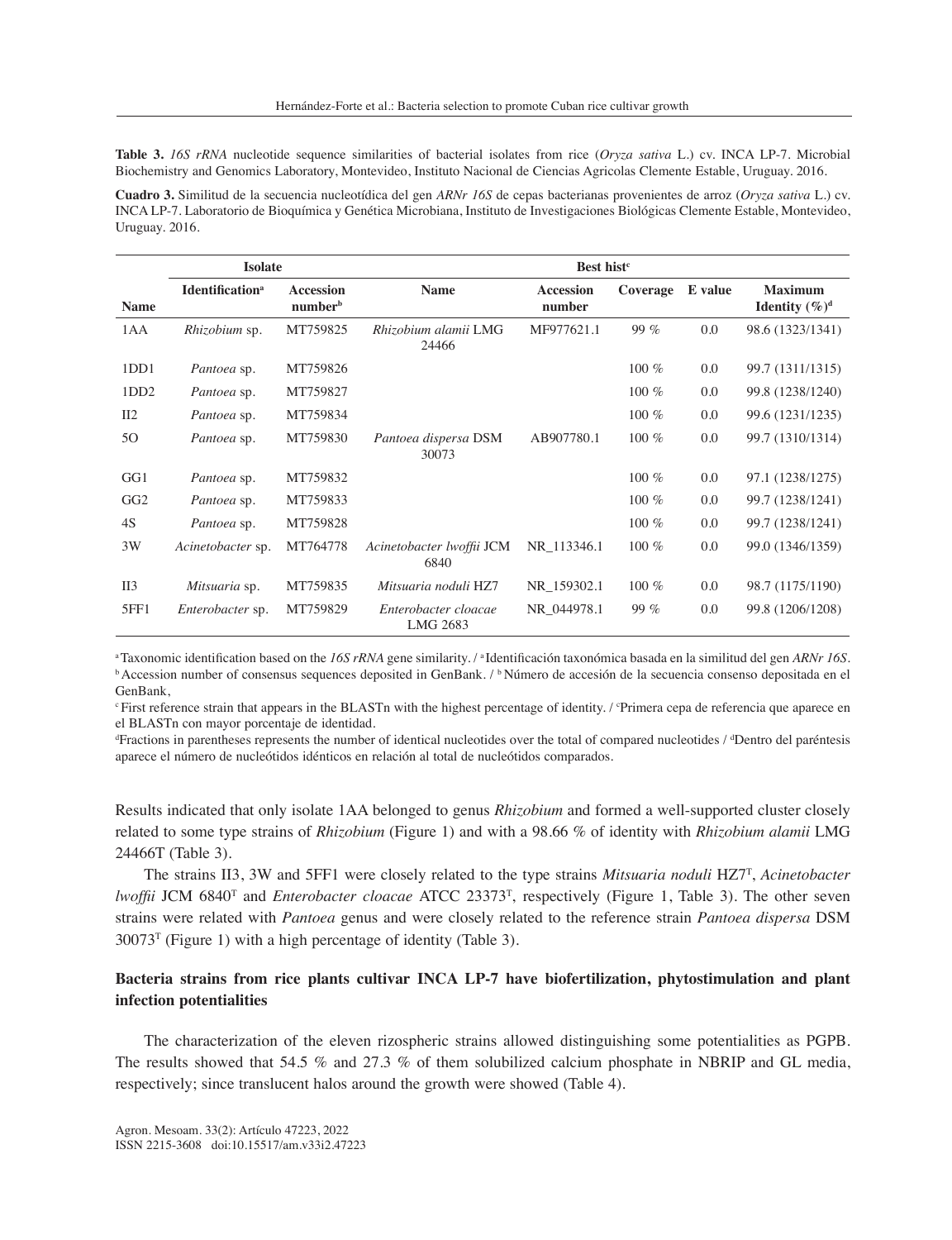**Table 3.** *16S rRNA* nucleotide sequence similarities of bacterial isolates from rice (*Oryza sativa* L.) cv. INCA LP-7. Microbial Biochemistry and Genomics Laboratory, Montevideo, Instituto Nacional de Ciencias Agricolas Clemente Estable, Uruguay. 2016.

**Cuadro 3.** Similitud de la secuencia nucleotídica del gen *ARNr 16S* de cepas bacterianas provenientes de arroz (*Oryza sativa* L.) cv. INCA LP-7. Laboratorio de Bioquímica y Genética Microbiana, Instituto de Investigaciones Biológicas Clemente Estable, Montevideo, Uruguay. 2016.

| | Isolate | | Best hist[c] | | | | |
|---|---|---|---|---|---|---|---|
| **Name** | **Identification[a]** | **Accession number[b]** | **Name** | **Accession number** | **Coverage** | **E value** | **Maximum Identity (%)[d]** |
| 1AA | *Rhizobium* sp. | MT759825 | *Rhizobium alamii* LMG 24466 | MF977621.1 | 99 % | 0.0 | 98.6 (1323/1341) |
| 1DD1 | *Pantoea* sp. | MT759826 | | | 100 % | 0.0 | 99.7 (1311/1315) |
| 1DD2 | *Pantoea* sp. | MT759827 | | | 100 % | 0.0 | 99.8 (1238/1240) |
| II2 | *Pantoea* sp. | MT759834 | | | 100 % | 0.0 | 99.6 (1231/1235) |
| 5O | *Pantoea* sp. | MT759830 | *Pantoea dispersa* DSM 30073 | AB907780.1 | 100 % | 0.0 | 99.7 (1310/1314) |
| GG1 | *Pantoea* sp. | MT759832 | | | 100 % | 0.0 | 97.1 (1238/1275) |
| GG2 | *Pantoea* sp. | MT759833 | | | 100 % | 0.0 | 99.7 (1238/1241) |
| 4S | *Pantoea* sp. | MT759828 | | | 100 % | 0.0 | 99.7 (1238/1241) |
| 3W | *Acinetobacter* sp. | MT764778 | *Acinetobacter lwoffii* JCM 6840 | NR_113346.1 | 100 % | 0.0 | 99.0 (1346/1359) |
| II3 | *Mitsuaria* sp. | MT759835 | *Mitsuaria noduli* HZ7 | NR_159302.1 | 100 % | 0.0 | 98.7 (1175/1190) |
| 5FF1 | *Enterobacter* sp. | MT759829 | *Enterobacter cloacae* LMG 2683 | NR_044978.1 | 99 % | 0.0 | 99.8 (1206/1208) |

[a] Taxonomic identification based on the *16S rRNA* gene similarity. / [a] Identificación taxonómica basada en la similitud del gen *ARNr 16S*.
[b] Accession number of consensus sequences deposited in GenBank. / [b] Número de accesión de la secuencia consenso depositada en el GenBank,
[c] First reference strain that appears in the BLASTn with the highest percentage of identity. / [c] Primera cepa de referencia que aparece en el BLASTn con mayor porcentaje de identidad.
[d] Fractions in parentheses represents the number of identical nucleotides over the total of compared nucleotides / [d] Dentro del paréntesis aparece el número de nucleótidos idénticos en relación al total de nucleótidos comparados.

Results indicated that only isolate 1AA belonged to genus *Rhizobium* and formed a well-supported cluster closely related to some type strains of *Rhizobium* (Figure 1) and with a 98.66 % of identity with *Rhizobium alamii* LMG 24466T (Table 3).

The strains II3, 3W and 5FF1 were closely related to the type strains *Mitsuaria noduli* HZ7$^T$, *Acinetobacter lwoffii* JCM 6840$^T$ and *Enterobacter cloacae* ATCC 23373$^T$, respectively (Figure 1, Table 3). The other seven strains were related with *Pantoea* genus and were closely related to the reference strain *Pantoea dispersa* DSM 30073$^T$ (Figure 1) with a high percentage of identity (Table 3).

### Bacteria strains from rice plants cultivar INCA LP-7 have biofertilization, phytostimulation and plant infection potentialities

The characterization of the eleven rizospheric strains allowed distinguishing some potentialities as PGPB. The results showed that 54.5 % and 27.3 % of them solubilized calcium phosphate in NBRIP and GL media, respectively; since translucent halos around the growth were showed (Table 4).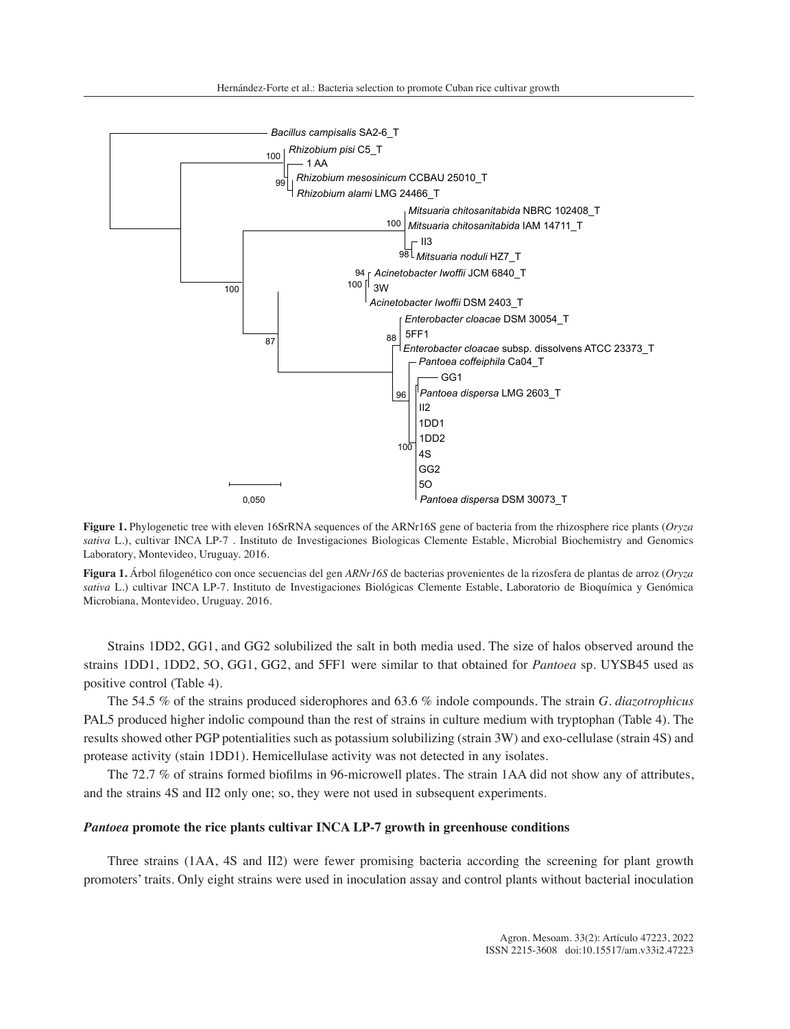**Figure 1.** Phylogenetic tree with eleven 16SrRNA sequences of the ARNr16S gene of bacteria from the rhizosphere rice plants (*Oryza sativa* L.), cultivar INCA LP-7 . Instituto de Investigaciones Biologicas Clemente Estable, Microbial Biochemistry and Genomics Laboratory, Montevideo, Uruguay. 2016.

**Figura 1.** Árbol filogenético con once secuencias del gen *ARNr16S* de bacterias provenientes de la rizosfera de plantas de arroz (*Oryza sativa* L.) cultivar INCA LP-7. Instituto de Investigaciones Biológicas Clemente Estable, Laboratorio de Bioquímica y Genómica Microbiana, Montevideo, Uruguay. 2016.

Strains 1DD2, GG1, and GG2 solubilized the salt in both media used. The size of halos observed around the strains 1DD1, 1DD2, 5O, GG1, GG2, and 5FF1 were similar to that obtained for *Pantoea* sp. UYSB45 used as positive control (Table 4).

The 54.5 % of the strains produced siderophores and 63.6 % indole compounds. The strain *G. diazotrophicus* PAL5 produced higher indolic compound than the rest of strains in culture medium with tryptophan (Table 4). The results showed other PGP potentialities such as potassium solubilizing (strain 3W) and exo-cellulase (strain 4S) and protease activity (stain 1DD1). Hemicellulase activity was not detected in any isolates.

The 72.7 % of strains formed biofilms in 96-microwell plates. The strain 1AA did not show any of attributes, and the strains 4S and II2 only one; so, they were not used in subsequent experiments.

### *Pantoea* promote the rice plants cultivar INCA LP-7 growth in greenhouse conditions

Three strains (1AA, 4S and II2) were fewer promising bacteria according the screening for plant growth promoters' traits. Only eight strains were used in inoculation assay and control plants without bacterial inoculation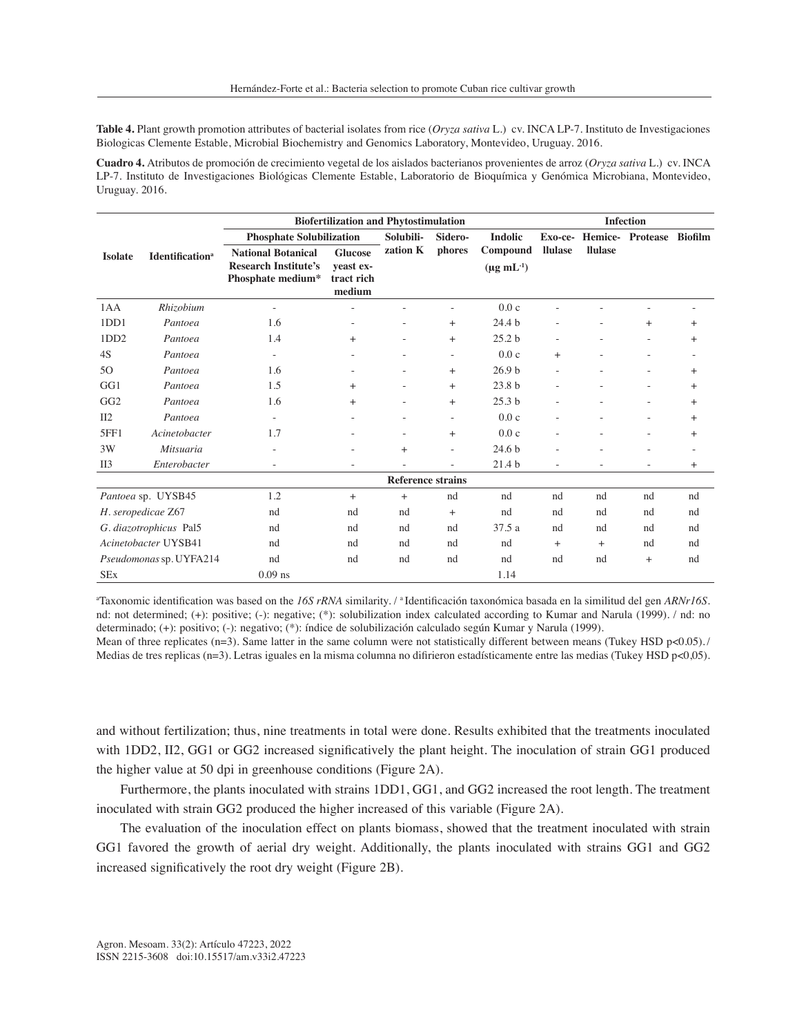**Table 4.** Plant growth promotion attributes of bacterial isolates from rice (*Oryza sativa* L.) cv. INCA LP-7. Instituto de Investigaciones Biologicas Clemente Estable, Microbial Biochemistry and Genomics Laboratory, Montevideo, Uruguay. 2016.

**Cuadro 4.** Atributos de promoción de crecimiento vegetal de los aislados bacterianos provenientes de arroz (*Oryza sativa* L.) cv. INCA LP-7. Instituto de Investigaciones Biológicas Clemente Estable, Laboratorio de Bioquímica y Genómica Microbiana, Montevideo, Uruguay. 2016.

| Isolate | Identification[a] | Biofertilization and Phytostimulation | | | | | Infection | | | |
|---|---|---|---|---|---|---|---|---|---|---|
| | | Phosphate Solubilization | | Solubilization K | Siderophores | Indolic Compound (μg mL$^{-1}$) | Exo-celllulase | Hemicellulase | Protease | Biofilm |
| | | National Botanical Research Institute's Phosphate medium* | Glucose yeast extract rich medium | | | | | | | |
| 1AA | *Rhizobium* | - | - | - | - | 0.0 c | - | - | - | - |
| 1DD1 | *Pantoea* | 1.6 | - | - | + | 24.4 b | - | - | + | + |
| 1DD2 | *Pantoea* | 1.4 | + | - | + | 25.2 b | - | - | - | + |
| 4S | *Pantoea* | - | - | - | - | 0.0 c | + | - | - | - |
| 5O | *Pantoea* | 1.6 | - | - | + | 26.9 b | - | - | - | + |
| GG1 | *Pantoea* | 1.5 | + | - | + | 23.8 b | - | - | - | + |
| GG2 | *Pantoea* | 1.6 | + | - | + | 25.3 b | - | - | - | + |
| II2 | *Pantoea* | - | - | - | - | 0.0 c | - | - | - | + |
| 5FF1 | *Acinetobacter* | 1.7 | - | - | + | 0.0 c | - | - | - | + |
| 3W | *Mitsuaria* | - | - | + | - | 24.6 b | - | - | - | - |
| II3 | *Enterobacter* | - | - | - | - | 21.4 b | - | - | - | + |
| **Reference strains** | | | | | | | | | | |
| *Pantoea* sp. UYSB45 | | 1.2 | + | + | nd | nd | nd | nd | nd | nd |
| *H. seropedicae* Z67 | | nd | nd | nd | + | nd | nd | nd | nd | nd |
| *G. diazotrophicus* Pal5 | | nd | nd | nd | nd | 37.5 a | nd | nd | nd | nd |
| *Acinetobacter* UYSB41 | | nd | nd | nd | nd | nd | + | + | nd | nd |
| *Pseudomonas* sp. UYFA214 | | nd | nd | nd | nd | nd | nd | nd | + | nd |
| SEx | | 0.09 ns | | | | 1.14 | | | | |

[a]Taxonomic identification was based on the *16S rRNA* similarity. / [a] Identificación taxonómica basada en la similitud del gen *ARNr16S*. nd: not determined; (+): positive; (-): negative; (*): solubilization index calculated according to Kumar and Narula (1999). / nd: no determinado; (+): positivo; (-): negativo; (*): índice de solubilización calculado según Kumar y Narula (1999).
Mean of three replicates (n=3). Same latter in the same column were not statistically different between means (Tukey HSD p<0.05). / Medias de tres replicas (n=3). Letras iguales en la misma columna no difirieron estadísticamente entre las medias (Tukey HSD p<0,05).

and without fertilization; thus, nine treatments in total were done. Results exhibited that the treatments inoculated with 1DD2, II2, GG1 or GG2 increased significatively the plant height. The inoculation of strain GG1 produced the higher value at 50 dpi in greenhouse conditions (Figure 2A).

Furthermore, the plants inoculated with strains 1DD1, GG1, and GG2 increased the root length. The treatment inoculated with strain GG2 produced the higher increased of this variable (Figure 2A).

The evaluation of the inoculation effect on plants biomass, showed that the treatment inoculated with strain GG1 favored the growth of aerial dry weight. Additionally, the plants inoculated with strains GG1 and GG2 increased significatively the root dry weight (Figure 2B).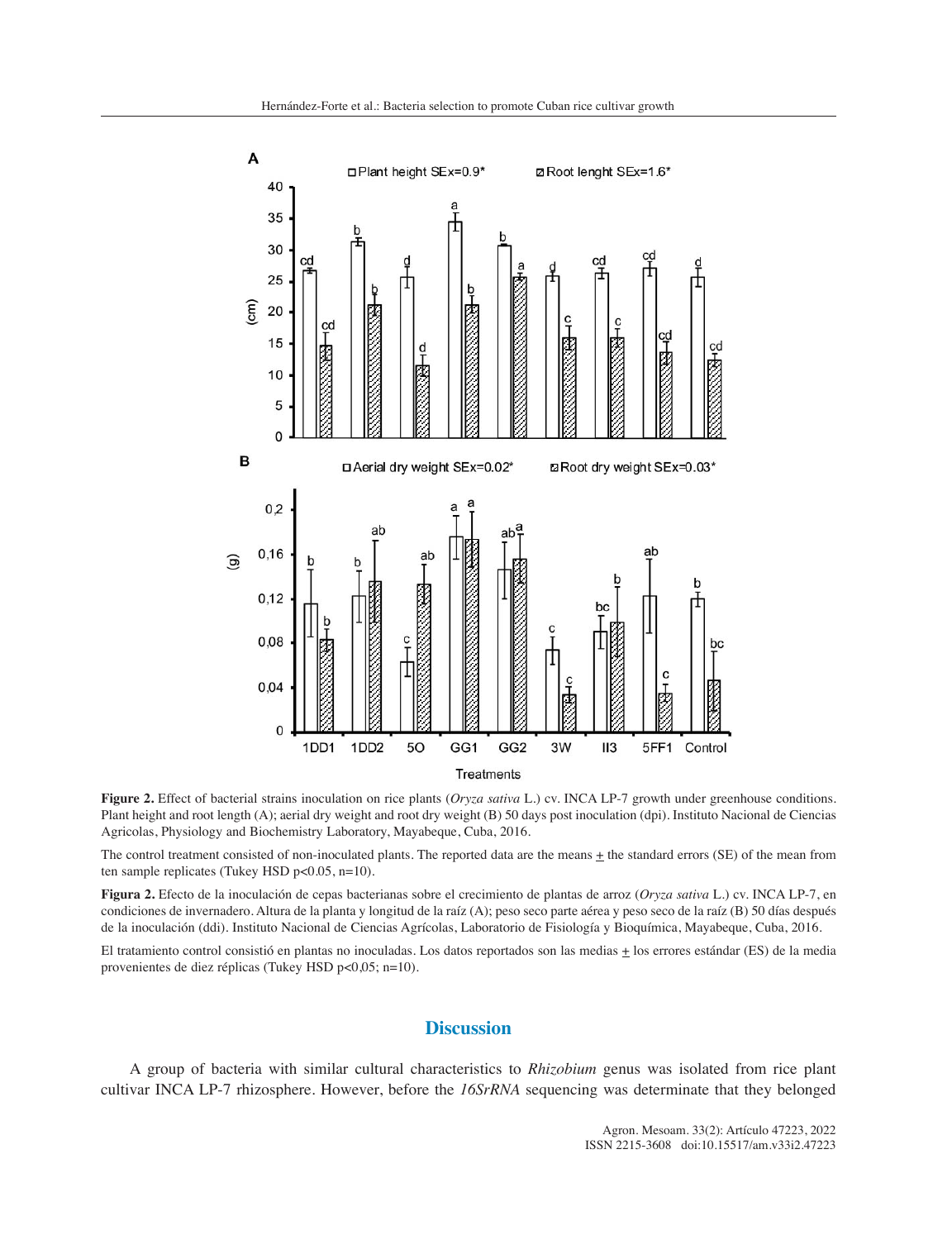**Figure 2.** Effect of bacterial strains inoculation on rice plants (*Oryza sativa* L.) cv. INCA LP-7 growth under greenhouse conditions. Plant height and root length (A); aerial dry weight and root dry weight (B) 50 days post inoculation (dpi). Instituto Nacional de Ciencias Agricolas, Physiology and Biochemistry Laboratory, Mayabeque, Cuba, 2016.

The control treatment consisted of non-inoculated plants. The reported data are the means ± the standard errors (SE) of the mean from ten sample replicates (Tukey HSD p<0.05, n=10).

**Figura 2.** Efecto de la inoculación de cepas bacterianas sobre el crecimiento de plantas de arroz (*Oryza sativa* L.) cv. INCA LP-7, en condiciones de invernadero. Altura de la planta y longitud de la raíz (A); peso seco parte aérea y peso seco de la raíz (B) 50 días después de la inoculación (ddi). Instituto Nacional de Ciencias Agrícolas, Laboratorio de Fisiología y Bioquímica, Mayabeque, Cuba, 2016.

El tratamiento control consistió en plantas no inoculadas. Los datos reportados son las medias ± los errores estándar (ES) de la media provenientes de diez réplicas (Tukey HSD p<0,05; n=10).

## Discussion

A group of bacteria with similar cultural characteristics to *Rhizobium* genus was isolated from rice plant cultivar INCA LP-7 rhizosphere. However, before the *16SrRNA* sequencing was determinate that they belonged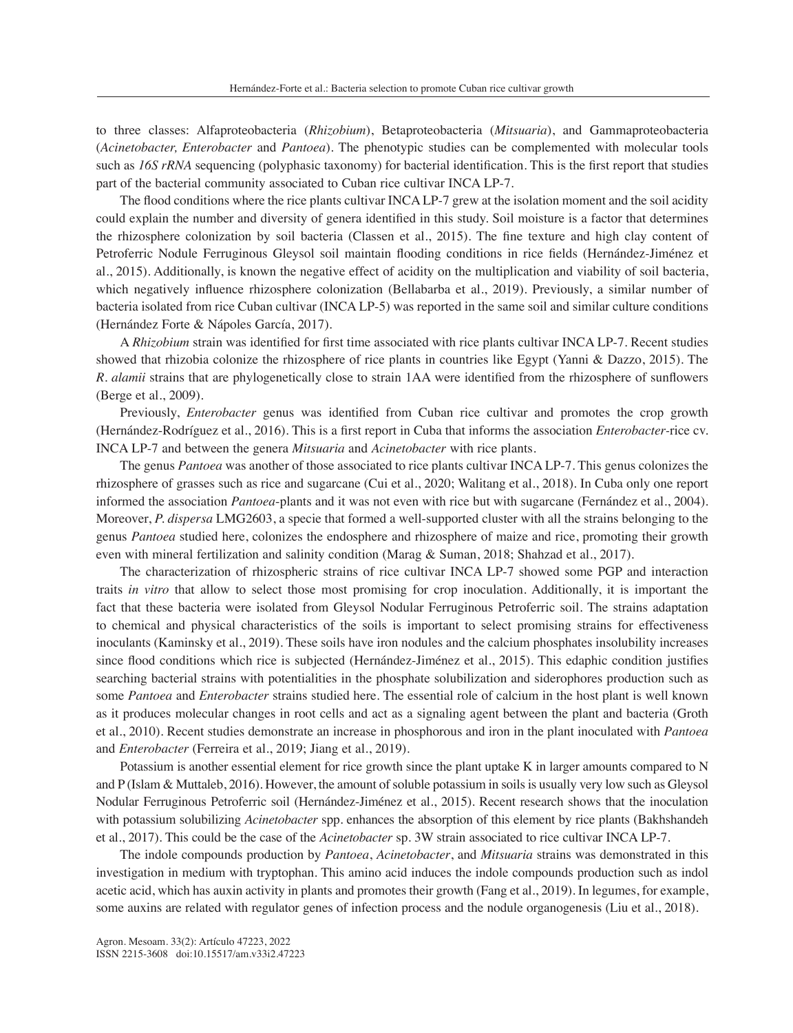to three classes: Alfaproteobacteria (*Rhizobium*), Betaproteobacteria (*Mitsuaria*), and Gammaproteobacteria (*Acinetobacter, Enterobacter* and *Pantoea*). The phenotypic studies can be complemented with molecular tools such as *16S rRNA* sequencing (polyphasic taxonomy) for bacterial identification. This is the first report that studies part of the bacterial community associated to Cuban rice cultivar INCA LP-7.

The flood conditions where the rice plants cultivar INCA LP-7 grew at the isolation moment and the soil acidity could explain the number and diversity of genera identified in this study. Soil moisture is a factor that determines the rhizosphere colonization by soil bacteria (Classen et al., 2015). The fine texture and high clay content of Petroferric Nodule Ferruginous Gleysol soil maintain flooding conditions in rice fields (Hernández-Jiménez et al., 2015). Additionally, is known the negative effect of acidity on the multiplication and viability of soil bacteria, which negatively influence rhizosphere colonization (Bellabarba et al., 2019). Previously, a similar number of bacteria isolated from rice Cuban cultivar (INCA LP-5) was reported in the same soil and similar culture conditions (Hernández Forte & Nápoles García, 2017).

A *Rhizobium* strain was identified for first time associated with rice plants cultivar INCA LP-7. Recent studies showed that rhizobia colonize the rhizosphere of rice plants in countries like Egypt (Yanni & Dazzo, 2015). The *R. alamii* strains that are phylogenetically close to strain 1AA were identified from the rhizosphere of sunflowers (Berge et al., 2009).

Previously, *Enterobacter* genus was identified from Cuban rice cultivar and promotes the crop growth (Hernández-Rodríguez et al., 2016). This is a first report in Cuba that informs the association *Enterobacter*-rice cv. INCA LP-7 and between the genera *Mitsuaria* and *Acinetobacter* with rice plants.

The genus *Pantoea* was another of those associated to rice plants cultivar INCA LP-7. This genus colonizes the rhizosphere of grasses such as rice and sugarcane (Cui et al., 2020; Walitang et al., 2018). In Cuba only one report informed the association *Pantoea*-plants and it was not even with rice but with sugarcane (Fernández et al., 2004). Moreover, *P. dispersa* LMG2603, a specie that formed a well-supported cluster with all the strains belonging to the genus *Pantoea* studied here, colonizes the endosphere and rhizosphere of maize and rice, promoting their growth even with mineral fertilization and salinity condition (Marag & Suman, 2018; Shahzad et al., 2017).

The characterization of rhizospheric strains of rice cultivar INCA LP-7 showed some PGP and interaction traits *in vitro* that allow to select those most promising for crop inoculation. Additionally, it is important the fact that these bacteria were isolated from Gleysol Nodular Ferruginous Petroferric soil. The strains adaptation to chemical and physical characteristics of the soils is important to select promising strains for effectiveness inoculants (Kaminsky et al., 2019). These soils have iron nodules and the calcium phosphates insolubility increases since flood conditions which rice is subjected (Hernández-Jiménez et al., 2015). This edaphic condition justifies searching bacterial strains with potentialities in the phosphate solubilization and siderophores production such as some *Pantoea* and *Enterobacter* strains studied here. The essential role of calcium in the host plant is well known as it produces molecular changes in root cells and act as a signaling agent between the plant and bacteria (Groth et al., 2010). Recent studies demonstrate an increase in phosphorous and iron in the plant inoculated with *Pantoea* and *Enterobacter* (Ferreira et al., 2019; Jiang et al., 2019).

Potassium is another essential element for rice growth since the plant uptake K in larger amounts compared to N and P (Islam & Muttaleb, 2016). However, the amount of soluble potassium in soils is usually very low such as Gleysol Nodular Ferruginous Petroferric soil (Hernández-Jiménez et al., 2015). Recent research shows that the inoculation with potassium solubilizing *Acinetobacter* spp. enhances the absorption of this element by rice plants (Bakhshandeh et al., 2017). This could be the case of the *Acinetobacter* sp. 3W strain associated to rice cultivar INCA LP-7.

The indole compounds production by *Pantoea*, *Acinetobacter*, and *Mitsuaria* strains was demonstrated in this investigation in medium with tryptophan. This amino acid induces the indole compounds production such as indol acetic acid, which has auxin activity in plants and promotes their growth (Fang et al., 2019). In legumes, for example, some auxins are related with regulator genes of infection process and the nodule organogenesis (Liu et al., 2018).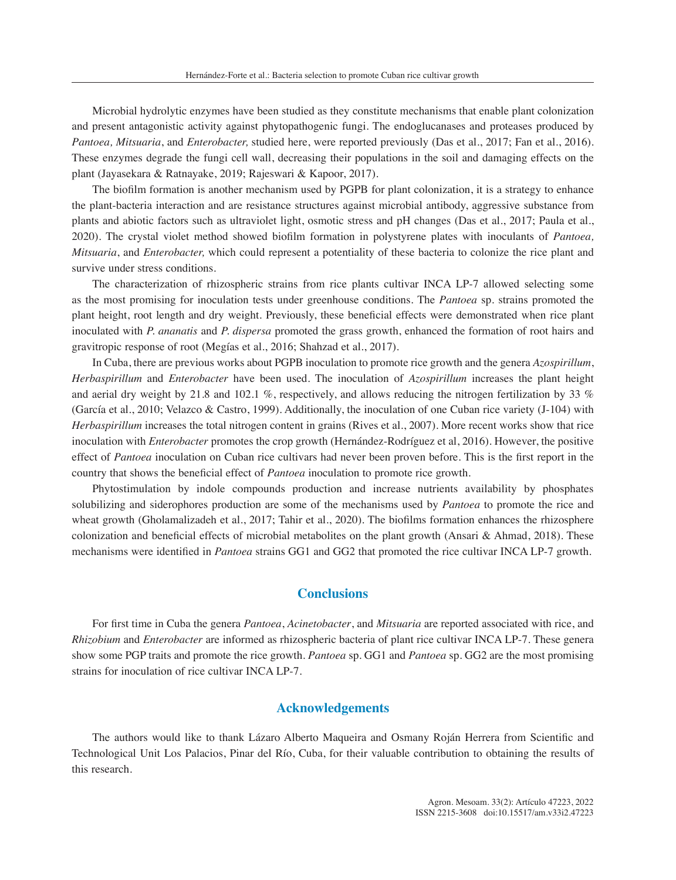Microbial hydrolytic enzymes have been studied as they constitute mechanisms that enable plant colonization and present antagonistic activity against phytopathogenic fungi. The endoglucanases and proteases produced by *Pantoea, Mitsuaria*, and *Enterobacter,* studied here, were reported previously (Das et al., 2017; Fan et al., 2016). These enzymes degrade the fungi cell wall, decreasing their populations in the soil and damaging effects on the plant (Jayasekara & Ratnayake, 2019; Rajeswari & Kapoor, 2017).

The biofilm formation is another mechanism used by PGPB for plant colonization, it is a strategy to enhance the plant-bacteria interaction and are resistance structures against microbial antibody, aggressive substance from plants and abiotic factors such as ultraviolet light, osmotic stress and pH changes (Das et al., 2017; Paula et al., 2020). The crystal violet method showed biofilm formation in polystyrene plates with inoculants of *Pantoea, Mitsuaria*, and *Enterobacter,* which could represent a potentiality of these bacteria to colonize the rice plant and survive under stress conditions.

The characterization of rhizospheric strains from rice plants cultivar INCA LP-7 allowed selecting some as the most promising for inoculation tests under greenhouse conditions. The *Pantoea* sp. strains promoted the plant height, root length and dry weight. Previously, these beneficial effects were demonstrated when rice plant inoculated with *P. ananatis* and *P. dispersa* promoted the grass growth, enhanced the formation of root hairs and gravitropic response of root (Megías et al., 2016; Shahzad et al., 2017).

In Cuba, there are previous works about PGPB inoculation to promote rice growth and the genera *Azospirillum*, *Herbaspirillum* and *Enterobacter* have been used. The inoculation of *Azospirillum* increases the plant height and aerial dry weight by 21.8 and 102.1 %, respectively, and allows reducing the nitrogen fertilization by 33 % (García et al., 2010; Velazco & Castro, 1999). Additionally, the inoculation of one Cuban rice variety (J-104) with *Herbaspirillum* increases the total nitrogen content in grains (Rives et al., 2007). More recent works show that rice inoculation with *Enterobacter* promotes the crop growth (Hernández-Rodríguez et al, 2016). However, the positive effect of *Pantoea* inoculation on Cuban rice cultivars had never been proven before. This is the first report in the country that shows the beneficial effect of *Pantoea* inoculation to promote rice growth.

Phytostimulation by indole compounds production and increase nutrients availability by phosphates solubilizing and siderophores production are some of the mechanisms used by *Pantoea* to promote the rice and wheat growth (Gholamalizadeh et al., 2017; Tahir et al., 2020). The biofilms formation enhances the rhizosphere colonization and beneficial effects of microbial metabolites on the plant growth (Ansari & Ahmad, 2018). These mechanisms were identified in *Pantoea* strains GG1 and GG2 that promoted the rice cultivar INCA LP-7 growth.

## Conclusions

For first time in Cuba the genera *Pantoea*, *Acinetobacter*, and *Mitsuaria* are reported associated with rice, and *Rhizobium* and *Enterobacter* are informed as rhizospheric bacteria of plant rice cultivar INCA LP-7. These genera show some PGP traits and promote the rice growth. *Pantoea* sp. GG1 and *Pantoea* sp. GG2 are the most promising strains for inoculation of rice cultivar INCA LP-7.

## Acknowledgements

The authors would like to thank Lázaro Alberto Maqueira and Osmany Roján Herrera from Scientific and Technological Unit Los Palacios, Pinar del Río, Cuba, for their valuable contribution to obtaining the results of this research.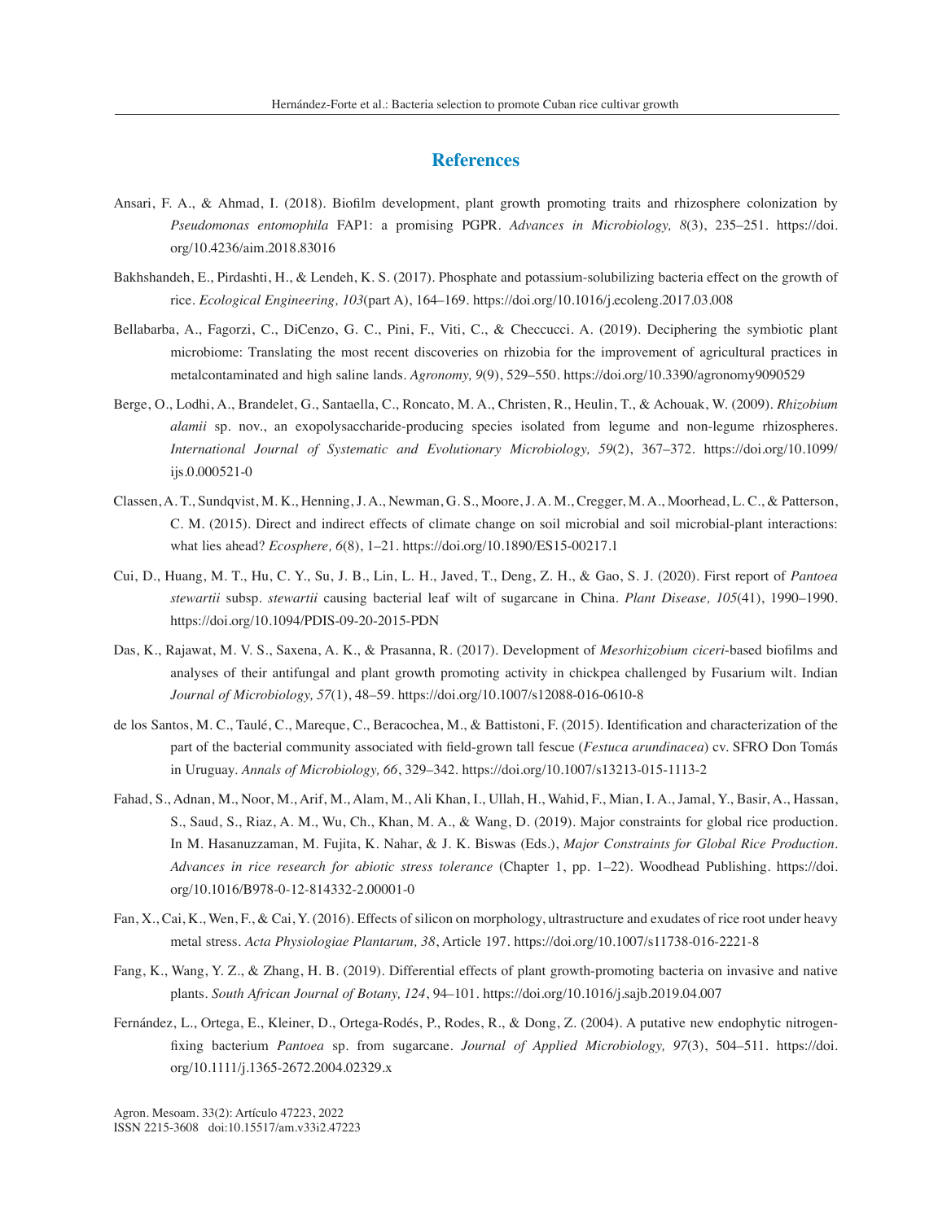## References

Ansari, F. A., & Ahmad, I. (2018). Biofilm development, plant growth promoting traits and rhizosphere colonization by *Pseudomonas entomophila* FAP1: a promising PGPR. *Advances in Microbiology, 8*(3), 235–251. https://doi.org/10.4236/aim.2018.83016

Bakhshandeh, E., Pirdashti, H., & Lendeh, K. S. (2017). Phosphate and potassium-solubilizing bacteria effect on the growth of rice. *Ecological Engineering, 103*(part A), 164–169. https://doi.org/10.1016/j.ecoleng.2017.03.008

Bellabarba, A., Fagorzi, C., DiCenzo, G. C., Pini, F., Viti, C., & Checcucci. A. (2019). Deciphering the symbiotic plant microbiome: Translating the most recent discoveries on rhizobia for the improvement of agricultural practices in metalcontaminated and high saline lands. *Agronomy, 9*(9), 529–550. https://doi.org/10.3390/agronomy9090529

Berge, O., Lodhi, A., Brandelet, G., Santaella, C., Roncato, M. A., Christen, R., Heulin, T., & Achouak, W. (2009). *Rhizobium alamii* sp. nov., an exopolysaccharide-producing species isolated from legume and non-legume rhizospheres. *International Journal of Systematic and Evolutionary Microbiology, 59*(2), 367–372. https://doi.org/10.1099/ijs.0.000521-0

Classen, A. T., Sundqvist, M. K., Henning, J. A., Newman, G. S., Moore, J. A. M., Cregger, M. A., Moorhead, L. C., & Patterson, C. M. (2015). Direct and indirect effects of climate change on soil microbial and soil microbial-plant interactions: what lies ahead? *Ecosphere, 6*(8), 1–21. https://doi.org/10.1890/ES15-00217.1

Cui, D., Huang, M. T., Hu, C. Y., Su, J. B., Lin, L. H., Javed, T., Deng, Z. H., & Gao, S. J. (2020). First report of *Pantoea stewartii* subsp. *stewartii* causing bacterial leaf wilt of sugarcane in China. *Plant Disease, 105*(41), 1990–1990. https://doi.org/10.1094/PDIS-09-20-2015-PDN

Das, K., Rajawat, M. V. S., Saxena, A. K., & Prasanna, R. (2017). Development of *Mesorhizobium ciceri*-based biofilms and analyses of their antifungal and plant growth promoting activity in chickpea challenged by Fusarium wilt. Indian *Journal of Microbiology, 57*(1), 48–59. https://doi.org/10.1007/s12088-016-0610-8

de los Santos, M. C., Taulé, C., Mareque, C., Beracochea, M., & Battistoni, F. (2015). Identification and characterization of the part of the bacterial community associated with field-grown tall fescue (*Festuca arundinacea*) cv. SFRO Don Tomás in Uruguay. *Annals of Microbiology, 66*, 329–342. https://doi.org/10.1007/s13213-015-1113-2

Fahad, S., Adnan, M., Noor, M., Arif, M., Alam, M., Ali Khan, I., Ullah, H., Wahid, F., Mian, I. A., Jamal, Y., Basir, A., Hassan, S., Saud, S., Riaz, A. M., Wu, Ch., Khan, M. A., & Wang, D. (2019). Major constraints for global rice production. In M. Hasanuzzaman, M. Fujita, K. Nahar, & J. K. Biswas (Eds.), *Major Constraints for Global Rice Production. Advances in rice research for abiotic stress tolerance* (Chapter 1, pp. 1–22). Woodhead Publishing. https://doi.org/10.1016/B978-0-12-814332-2.00001-0

Fan, X., Cai, K., Wen, F., & Cai, Y. (2016). Effects of silicon on morphology, ultrastructure and exudates of rice root under heavy metal stress. *Acta Physiologiae Plantarum, 38*, Article 197. https://doi.org/10.1007/s11738-016-2221-8

Fang, K., Wang, Y. Z., & Zhang, H. B. (2019). Differential effects of plant growth-promoting bacteria on invasive and native plants. *South African Journal of Botany, 124*, 94–101. https://doi.org/10.1016/j.sajb.2019.04.007

Fernández, L., Ortega, E., Kleiner, D., Ortega-Rodés, P., Rodes, R., & Dong, Z. (2004). A putative new endophytic nitrogen-fixing bacterium *Pantoea* sp. from sugarcane. *Journal of Applied Microbiology, 97*(3), 504–511. https://doi.org/10.1111/j.1365-2672.2004.02329.x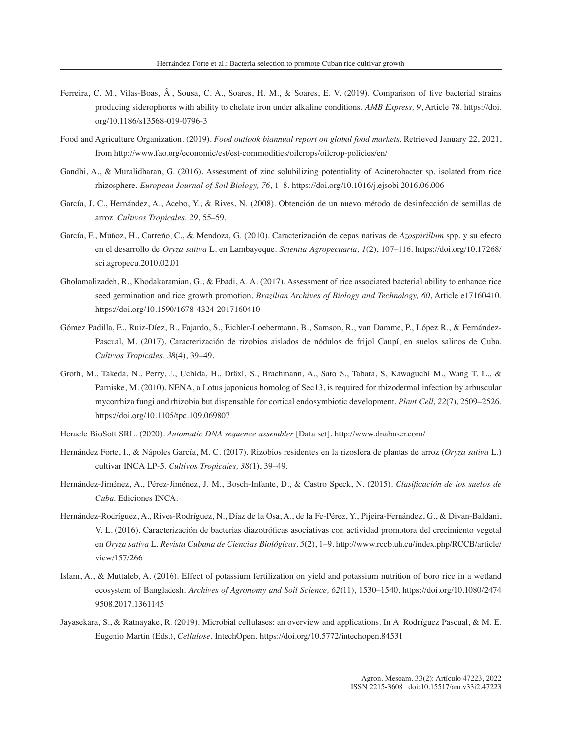Ferreira, C. M., Vilas-Boas, Â., Sousa, C. A., Soares, H. M., & Soares, E. V. (2019). Comparison of five bacterial strains producing siderophores with ability to chelate iron under alkaline conditions. *AMB Express, 9*, Article 78. https://doi.org/10.1186/s13568-019-0796-3

Food and Agriculture Organization. (2019). *Food outlook biannual report on global food markets*. Retrieved January 22, 2021, from http://www.fao.org/economic/est/est-commodities/oilcrops/oilcrop-policies/en/

Gandhi, A., & Muralidharan, G. (2016). Assessment of zinc solubilizing potentiality of Acinetobacter sp. isolated from rice rhizosphere. *European Journal of Soil Biology, 76*, 1–8. https://doi.org/10.1016/j.ejsobi.2016.06.006

García, J. C., Hernández, A., Acebo, Y., & Rives, N. (2008). Obtención de un nuevo método de desinfección de semillas de arroz. *Cultivos Tropicales, 29*, 55–59.

García, F., Muñoz, H., Carreño, C., & Mendoza, G. (2010). Caracterización de cepas nativas de *Azospirillum* spp. y su efecto en el desarrollo de *Oryza sativa* L. en Lambayeque. *Scientia Agropecuaria, 1*(2), 107–116. https://doi.org/10.17268/sci.agropecu.2010.02.01

Gholamalizadeh, R., Khodakaramian, G., & Ebadi, A. A. (2017). Assessment of rice associated bacterial ability to enhance rice seed germination and rice growth promotion. *Brazilian Archives of Biology and Technology, 60*, Article e17160410. https://doi.org/10.1590/1678-4324-2017160410

Gómez Padilla, E., Ruiz-Díez, B., Fajardo, S., Eichler-Loebermann, B., Samson, R., van Damme, P., López R., & Fernández-Pascual, M. (2017). Caracterización de rizobios aislados de nódulos de frijol Caupí, en suelos salinos de Cuba. *Cultivos Tropicales, 38*(4), 39–49.

Groth, M., Takeda, N., Perry, J., Uchida, H., Dräxl, S., Brachmann, A., Sato S., Tabata, S, Kawaguchi M., Wang T. L., & Parniske, M. (2010). NENA, a Lotus japonicus homolog of Sec13, is required for rhizodermal infection by arbuscular mycorrhiza fungi and rhizobia but dispensable for cortical endosymbiotic development. *Plant Cell, 22*(7), 2509–2526. https://doi.org/10.1105/tpc.109.069807

Heracle BioSoft SRL. (2020). *Automatic DNA sequence assembler* [Data set]. http://www.dnabaser.com/

Hernández Forte, I., & Nápoles García, M. C. (2017). Rizobios residentes en la rizosfera de plantas de arroz (*Oryza sativa* L.) cultivar INCA LP-5. *Cultivos Tropicales, 38*(1), 39–49.

Hernández-Jiménez, A., Pérez-Jiménez, J. M., Bosch-Infante, D., & Castro Speck, N. (2015). *Clasificación de los suelos de Cuba*. Ediciones INCA.

Hernández-Rodríguez, A., Rives-Rodríguez, N., Díaz de la Osa, A., de la Fe-Pérez, Y., Pijeira-Fernández, G., & Divan-Baldani, V. L. (2016). Caracterización de bacterias diazotróficas asociativas con actividad promotora del crecimiento vegetal en *Oryza sativa* L. *Revista Cubana de Ciencias Biológicas, 5*(2), 1–9. http://www.rccb.uh.cu/index.php/RCCB/article/view/157/266

Islam, A., & Muttaleb, A. (2016). Effect of potassium fertilization on yield and potassium nutrition of boro rice in a wetland ecosystem of Bangladesh. *Archives of Agronomy and Soil Science, 62*(11), 1530–1540. https://doi.org/10.1080/24749508.2017.1361145

Jayasekara, S., & Ratnayake, R. (2019). Microbial cellulases: an overview and applications. In A. Rodríguez Pascual, & M. E. Eugenio Martin (Eds.), *Cellulose*. IntechOpen. https://doi.org/10.5772/intechopen.84531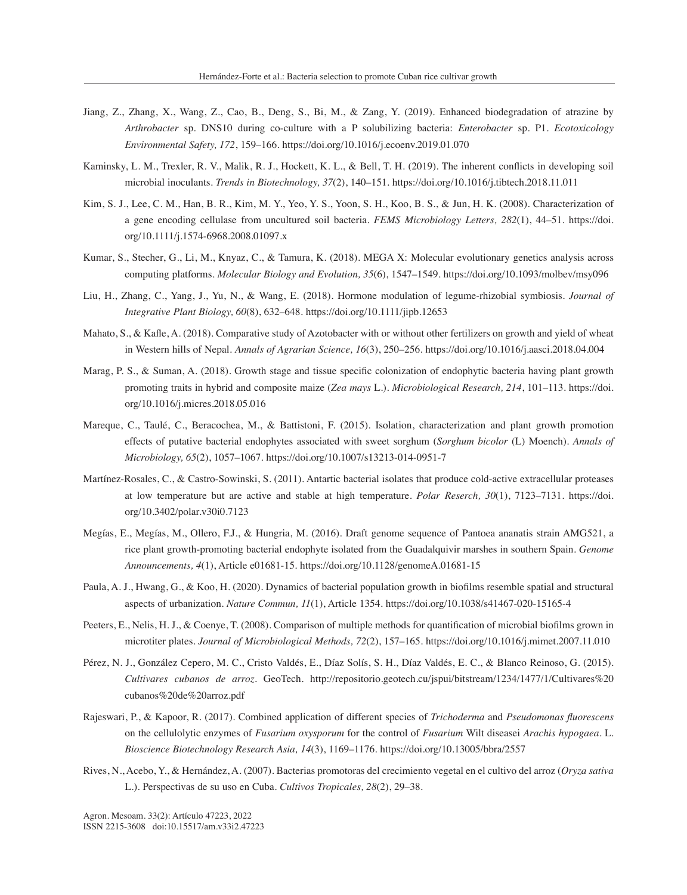Jiang, Z., Zhang, X., Wang, Z., Cao, B., Deng, S., Bi, M., & Zang, Y. (2019). Enhanced biodegradation of atrazine by *Arthrobacter* sp. DNS10 during co-culture with a P solubilizing bacteria: *Enterobacter* sp. P1. *Ecotoxicology Environmental Safety, 172*, 159–166. https://doi.org/10.1016/j.ecoenv.2019.01.070

Kaminsky, L. M., Trexler, R. V., Malik, R. J., Hockett, K. L., & Bell, T. H. (2019). The inherent conflicts in developing soil microbial inoculants. *Trends in Biotechnology, 37*(2), 140–151. https://doi.org/10.1016/j.tibtech.2018.11.011

Kim, S. J., Lee, C. M., Han, B. R., Kim, M. Y., Yeo, Y. S., Yoon, S. H., Koo, B. S., & Jun, H. K. (2008). Characterization of a gene encoding cellulase from uncultured soil bacteria. *FEMS Microbiology Letters, 282*(1), 44–51. https://doi.org/10.1111/j.1574-6968.2008.01097.x

Kumar, S., Stecher, G., Li, M., Knyaz, C., & Tamura, K. (2018). MEGA X: Molecular evolutionary genetics analysis across computing platforms. *Molecular Biology and Evolution, 35*(6), 1547–1549. https://doi.org/10.1093/molbev/msy096

Liu, H., Zhang, C., Yang, J., Yu, N., & Wang, E. (2018). Hormone modulation of legume-rhizobial symbiosis. *Journal of Integrative Plant Biology, 60*(8), 632–648. https://doi.org/10.1111/jipb.12653

Mahato, S., & Kafle, A. (2018). Comparative study of Azotobacter with or without other fertilizers on growth and yield of wheat in Western hills of Nepal. *Annals of Agrarian Science, 16*(3), 250–256. https://doi.org/10.1016/j.aasci.2018.04.004

Marag, P. S., & Suman, A. (2018). Growth stage and tissue specific colonization of endophytic bacteria having plant growth promoting traits in hybrid and composite maize (*Zea mays* L.). *Microbiological Research, 214*, 101–113. https://doi.org/10.1016/j.micres.2018.05.016

Mareque, C., Taulé, C., Beracochea, M., & Battistoni, F. (2015). Isolation, characterization and plant growth promotion effects of putative bacterial endophytes associated with sweet sorghum (*Sorghum bicolor* (L) Moench). *Annals of Microbiology, 65*(2), 1057–1067. https://doi.org/10.1007/s13213-014-0951-7

Martínez-Rosales, C., & Castro-Sowinski, S. (2011). Antartic bacterial isolates that produce cold-active extracellular proteases at low temperature but are active and stable at high temperature. *Polar Reserch, 30*(1), 7123–7131. https://doi.org/10.3402/polar.v30i0.7123

Megías, E., Megías, M., Ollero, F.J., & Hungria, M. (2016). Draft genome sequence of Pantoea ananatis strain AMG521, a rice plant growth-promoting bacterial endophyte isolated from the Guadalquivir marshes in southern Spain. *Genome Announcements, 4*(1), Article e01681-15. https://doi.org/10.1128/genomeA.01681-15

Paula, A. J., Hwang, G., & Koo, H. (2020). Dynamics of bacterial population growth in biofilms resemble spatial and structural aspects of urbanization. *Nature Commun, 11*(1), Article 1354. https://doi.org/10.1038/s41467-020-15165-4

Peeters, E., Nelis, H. J., & Coenye, T. (2008). Comparison of multiple methods for quantification of microbial biofilms grown in microtiter plates. *Journal of Microbiological Methods, 72*(2), 157–165. https://doi.org/10.1016/j.mimet.2007.11.010

Pérez, N. J., González Cepero, M. C., Cristo Valdés, E., Díaz Solís, S. H., Díaz Valdés, E. C., & Blanco Reinoso, G. (2015). *Cultivares cubanos de arroz*. GeoTech. http://repositorio.geotech.cu/jspui/bitstream/1234/1477/1/Cultivares%20cubanos%20de%20arroz.pdf

Rajeswari, P., & Kapoor, R. (2017). Combined application of different species of *Trichoderma* and *Pseudomonas fluorescens* on the cellulolytic enzymes of *Fusarium oxysporum* for the control of *Fusarium* Wilt diseasei *Arachis hypogaea*. L. *Bioscience Biotechnology Research Asia, 14*(3), 1169–1176. https://doi.org/10.13005/bbra/2557

Rives, N., Acebo, Y., & Hernández, A. (2007). Bacterias promotoras del crecimiento vegetal en el cultivo del arroz (*Oryza sativa* L.). Perspectivas de su uso en Cuba. *Cultivos Tropicales, 28*(2), 29–38.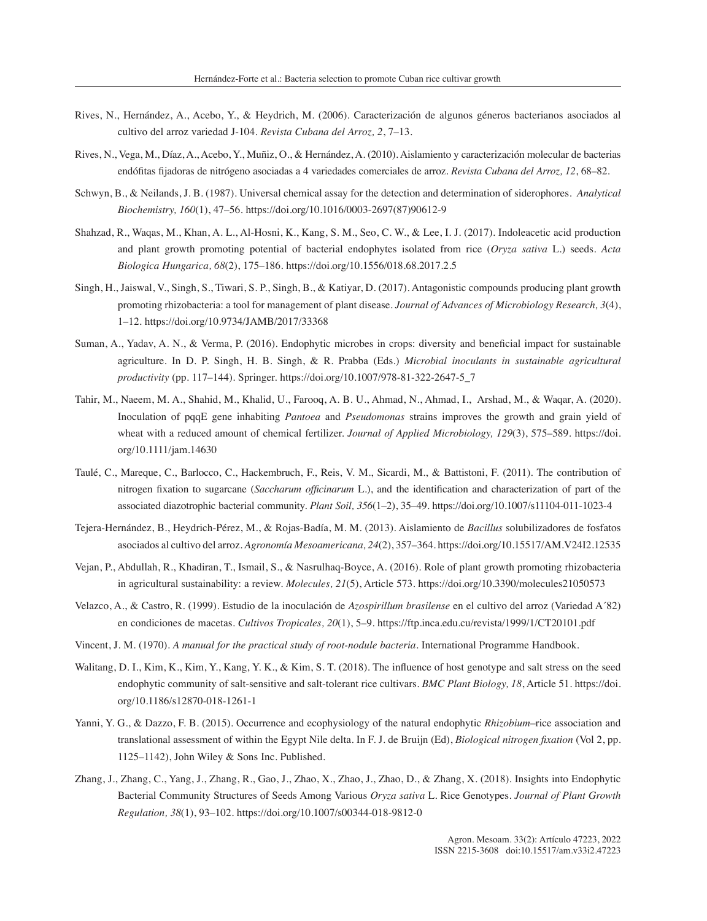Rives, N., Hernández, A., Acebo, Y., & Heydrich, M. (2006). Caracterización de algunos géneros bacterianos asociados al cultivo del arroz variedad J-104. *Revista Cubana del Arroz, 2*, 7–13.

Rives, N., Vega, M., Díaz, A., Acebo, Y., Muñiz, O., & Hernández, A. (2010). Aislamiento y caracterización molecular de bacterias endófitas fijadoras de nitrógeno asociadas a 4 variedades comerciales de arroz. *Revista Cubana del Arroz, 12*, 68–82.

Schwyn, B., & Neilands, J. B. (1987). Universal chemical assay for the detection and determination of siderophores. *Analytical Biochemistry, 160*(1), 47–56. https://doi.org/10.1016/0003-2697(87)90612-9

Shahzad, R., Waqas, M., Khan, A. L., Al-Hosni, K., Kang, S. M., Seo, C. W., & Lee, I. J. (2017). Indoleacetic acid production and plant growth promoting potential of bacterial endophytes isolated from rice (*Oryza sativa* L.) seeds. *Acta Biologica Hungarica, 68*(2), 175–186. https://doi.org/10.1556/018.68.2017.2.5

Singh, H., Jaiswal, V., Singh, S., Tiwari, S. P., Singh, B., & Katiyar, D. (2017). Antagonistic compounds producing plant growth promoting rhizobacteria: a tool for management of plant disease. *Journal of Advances of Microbiology Research, 3*(4), 1–12. https://doi.org/10.9734/JAMB/2017/33368

Suman, A., Yadav, A. N., & Verma, P. (2016). Endophytic microbes in crops: diversity and beneficial impact for sustainable agriculture. In D. P. Singh, H. B. Singh, & R. Prabba (Eds.) *Microbial inoculants in sustainable agricultural productivity* (pp. 117–144). Springer. https://doi.org/10.1007/978-81-322-2647-5_7

Tahir, M., Naeem, M. A., Shahid, M., Khalid, U., Farooq, A. B. U., Ahmad, N., Ahmad, I., Arshad, M., & Waqar, A. (2020). Inoculation of pqqE gene inhabiting *Pantoea* and *Pseudomonas* strains improves the growth and grain yield of wheat with a reduced amount of chemical fertilizer. *Journal of Applied Microbiology, 129*(3), 575–589. https://doi.org/10.1111/jam.14630

Taulé, C., Mareque, C., Barlocco, C., Hackembruch, F., Reis, V. M., Sicardi, M., & Battistoni, F. (2011). The contribution of nitrogen fixation to sugarcane (*Saccharum officinarum* L.), and the identification and characterization of part of the associated diazotrophic bacterial community. *Plant Soil, 356*(1–2), 35–49. https://doi.org/10.1007/s11104-011-1023-4

Tejera-Hernández, B., Heydrich-Pérez, M., & Rojas-Badía, M. M. (2013). Aislamiento de *Bacillus* solubilizadores de fosfatos asociados al cultivo del arroz. *Agronomía Mesoamericana, 24*(2), 357–364. https://doi.org/10.15517/AM.V24I2.12535

Vejan, P., Abdullah, R., Khadiran, T., Ismail, S., & Nasrulhaq-Boyce, A. (2016). Role of plant growth promoting rhizobacteria in agricultural sustainability: a review. *Molecules, 21*(5), Article 573. https://doi.org/10.3390/molecules21050573

Velazco, A., & Castro, R. (1999). Estudio de la inoculación de *Azospirillum brasilense* en el cultivo del arroz (Variedad A´82) en condiciones de macetas. *Cultivos Tropicales, 20*(1), 5–9. https://ftp.inca.edu.cu/revista/1999/1/CT20101.pdf

Vincent, J. M. (1970). *A manual for the practical study of root-nodule bacteria*. International Programme Handbook.

Walitang, D. I., Kim, K., Kim, Y., Kang, Y. K., & Kim, S. T. (2018). The influence of host genotype and salt stress on the seed endophytic community of salt-sensitive and salt-tolerant rice cultivars. *BMC Plant Biology, 18*, Article 51. https://doi.org/10.1186/s12870-018-1261-1

Yanni, Y. G., & Dazzo, F. B. (2015). Occurrence and ecophysiology of the natural endophytic *Rhizobium*–rice association and translational assessment of within the Egypt Nile delta. In F. J. de Bruijn (Ed), *Biological nitrogen fixation* (Vol 2, pp. 1125–1142), John Wiley & Sons Inc. Published.

Zhang, J., Zhang, C., Yang, J., Zhang, R., Gao, J., Zhao, X., Zhao, J., Zhao, D., & Zhang, X. (2018). Insights into Endophytic Bacterial Community Structures of Seeds Among Various *Oryza sativa* L. Rice Genotypes. *Journal of Plant Growth Regulation, 38*(1), 93–102. https://doi.org/10.1007/s00344-018-9812-0